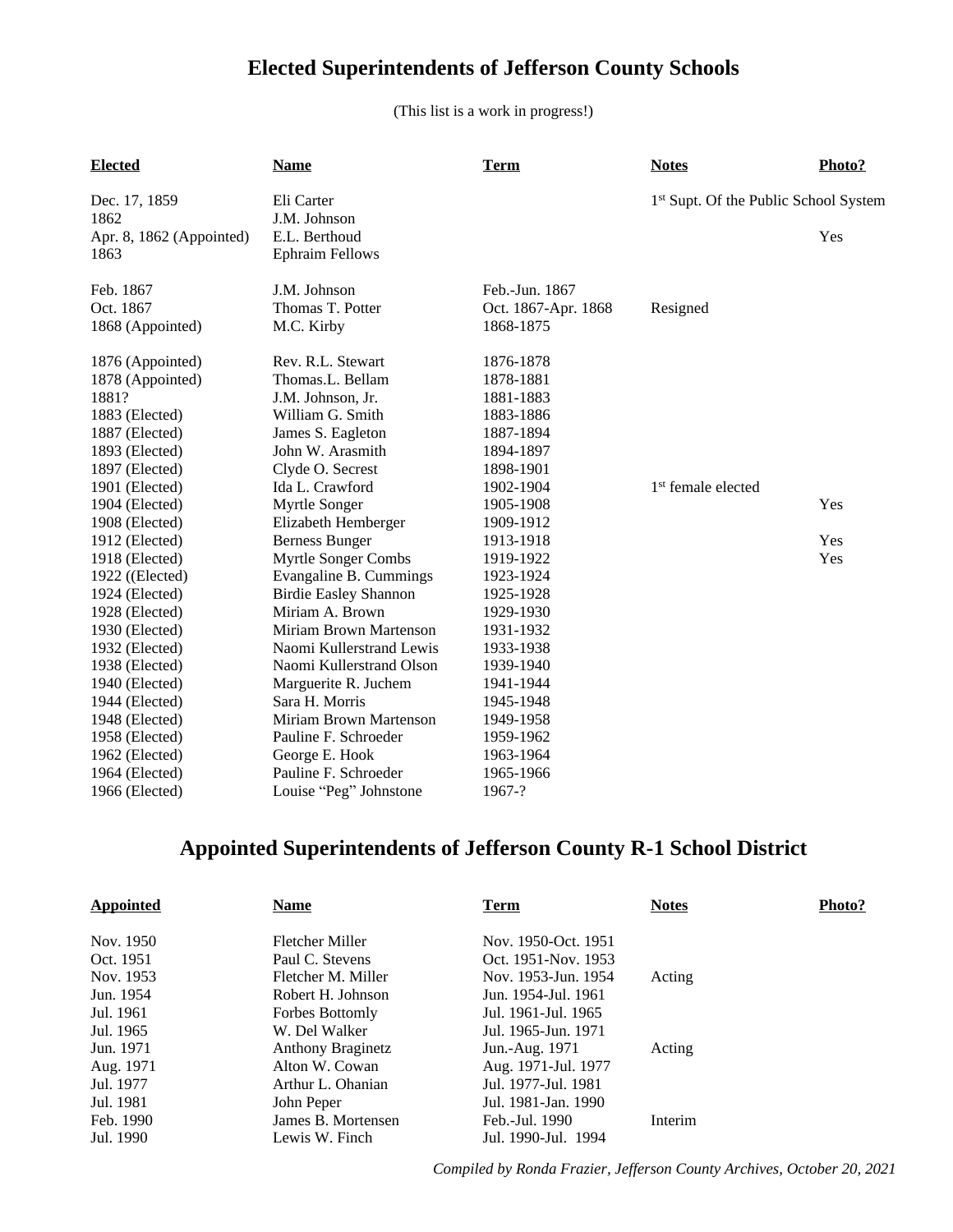# Elected Superintendents of Jefferson County Schools

(This list is a work in progress!)

| Elected | Name | Term | Notes | Photo? |
|---|---|---|---|---|
| Dec. 17, 1859 | Eli Carter | | 1st Supt. Of the Public School System | |
| 1862 | J.M. Johnson | | | |
| Apr. 8, 1862 (Appointed) | E.L. Berthoud | | | Yes |
| 1863 | Ephraim Fellows | | | |
| Feb. 1867 | J.M. Johnson | Feb.-Jun. 1867 | | |
| Oct. 1867 | Thomas T. Potter | Oct. 1867-Apr. 1868 | Resigned | |
| 1868 (Appointed) | M.C. Kirby | 1868-1875 | | |
| 1876 (Appointed) | Rev. R.L. Stewart | 1876-1878 | | |
| 1878 (Appointed) | Thomas.L. Bellam | 1878-1881 | | |
| 1881? | J.M. Johnson, Jr. | 1881-1883 | | |
| 1883 (Elected) | William G. Smith | 1883-1886 | | |
| 1887 (Elected) | James S. Eagleton | 1887-1894 | | |
| 1893 (Elected) | John W. Arasmith | 1894-1897 | | |
| 1897 (Elected) | Clyde O. Secrest | 1898-1901 | | |
| 1901 (Elected) | Ida L. Crawford | 1902-1904 | 1st female elected | |
| 1904 (Elected) | Myrtle Songer | 1905-1908 | | Yes |
| 1908 (Elected) | Elizabeth Hemberger | 1909-1912 | | |
| 1912 (Elected) | Berness Bunger | 1913-1918 | | Yes |
| 1918 (Elected) | Myrtle Songer Combs | 1919-1922 | | Yes |
| 1922 ((Elected) | Evangaline B. Cummings | 1923-1924 | | |
| 1924 (Elected) | Birdie Easley Shannon | 1925-1928 | | |
| 1928 (Elected) | Miriam A. Brown | 1929-1930 | | |
| 1930 (Elected) | Miriam Brown Martenson | 1931-1932 | | |
| 1932 (Elected) | Naomi Kullerstrand Lewis | 1933-1938 | | |
| 1938 (Elected) | Naomi Kullerstrand Olson | 1939-1940 | | |
| 1940 (Elected) | Marguerite R. Juchem | 1941-1944 | | |
| 1944 (Elected) | Sara H. Morris | 1945-1948 | | |
| 1948 (Elected) | Miriam Brown Martenson | 1949-1958 | | |
| 1958 (Elected) | Pauline F. Schroeder | 1959-1962 | | |
| 1962 (Elected) | George E. Hook | 1963-1964 | | |
| 1964 (Elected) | Pauline F. Schroeder | 1965-1966 | | |
| 1966 (Elected) | Louise "Peg" Johnstone | 1967-? | | |

# Appointed Superintendents of Jefferson County R-1 School District

| Appointed | Name | Term | Notes | Photo? |
|---|---|---|---|---|
| Nov. 1950 | Fletcher Miller | Nov. 1950-Oct. 1951 | | |
| Oct. 1951 | Paul C. Stevens | Oct. 1951-Nov. 1953 | | |
| Nov. 1953 | Fletcher M. Miller | Nov. 1953-Jun. 1954 | Acting | |
| Jun. 1954 | Robert H. Johnson | Jun. 1954-Jul. 1961 | | |
| Jul. 1961 | Forbes Bottomly | Jul. 1961-Jul. 1965 | | |
| Jul. 1965 | W. Del Walker | Jul. 1965-Jun. 1971 | | |
| Jun. 1971 | Anthony Braginetz | Jun.-Aug. 1971 | Acting | |
| Aug. 1971 | Alton W. Cowan | Aug. 1971-Jul. 1977 | | |
| Jul. 1977 | Arthur L. Ohanian | Jul. 1977-Jul. 1981 | | |
| Jul. 1981 | John Peper | Jul. 1981-Jan. 1990 | | |
| Feb. 1990 | James B. Mortensen | Feb.-Jul. 1990 | Interim | |
| Jul. 1990 | Lewis W. Finch | Jul. 1990-Jul. 1994 | | |

*Compiled by Ronda Frazier, Jefferson County Archives, October 20, 2021*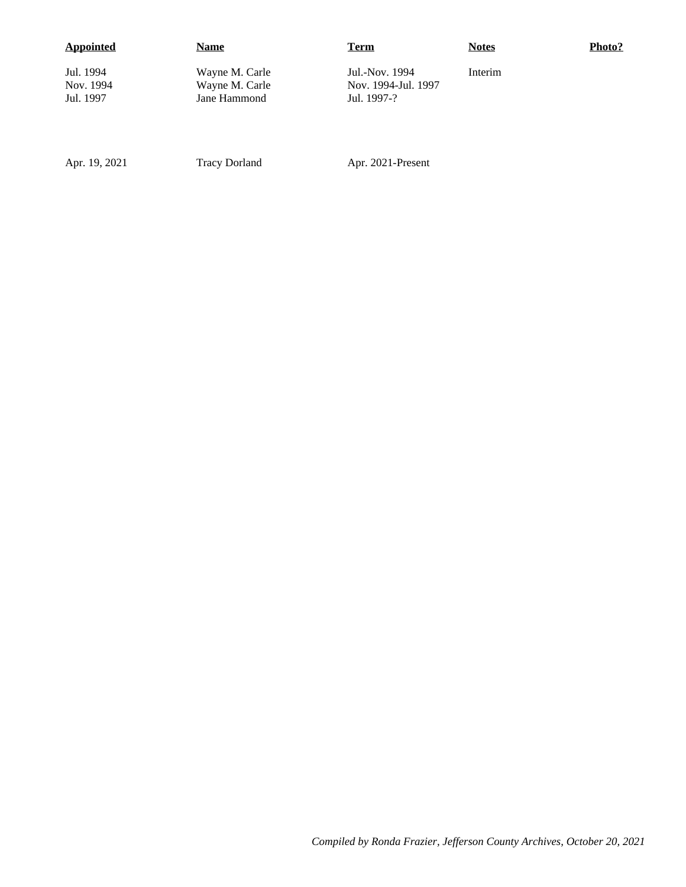| Appointed | Name | Term | Notes | Photo? |
|---|---|---|---|---|
| Jul. 1994 | Wayne M. Carle | Jul.-Nov. 1994 | Interim | |
| Nov. 1994 | Wayne M. Carle | Nov. 1994-Jul. 1997 | | |
| Jul. 1997 | Jane Hammond | Jul. 1997-? | | |
| Apr. 19, 2021 | Tracy Dorland | Apr. 2021-Present | | |

*Compiled by Ronda Frazier, Jefferson County Archives, October 20, 2021*